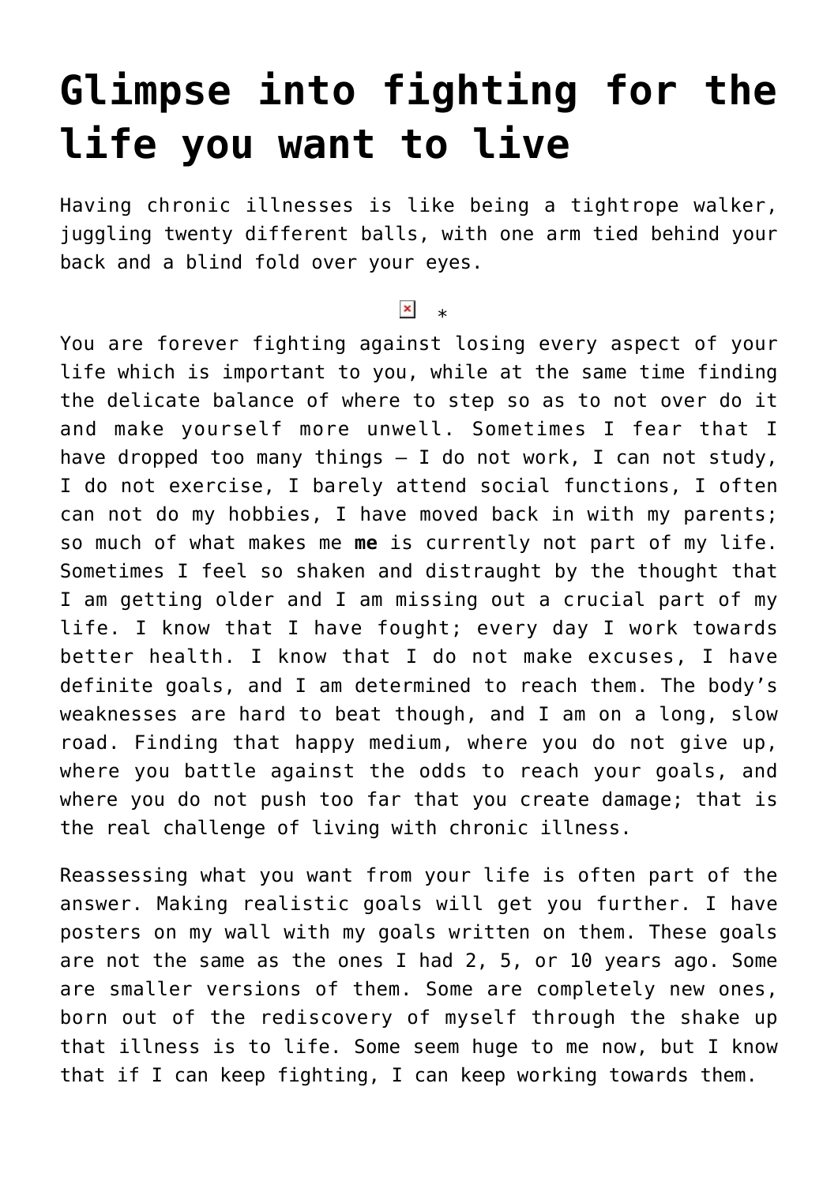# Glimpse into fighting for the life you want to live

Having chronic illnesses is like being a tightrope walker, juggling twenty different balls, with one arm tied behind your back and a blind fold over your eyes.

*

You are forever fighting against losing every aspect of your life which is important to you, while at the same time finding the delicate balance of where to step so as to not over do it and make yourself more unwell. Sometimes I fear that I have dropped too many things – I do not work, I can not study, I do not exercise, I barely attend social functions, I often can not do my hobbies, I have moved back in with my parents; so much of what makes me **me** is currently not part of my life. Sometimes I feel so shaken and distraught by the thought that I am getting older and I am missing out a crucial part of my life. I know that I have fought; every day I work towards better health. I know that I do not make excuses, I have definite goals, and I am determined to reach them. The body's weaknesses are hard to beat though, and I am on a long, slow road. Finding that happy medium, where you do not give up, where you battle against the odds to reach your goals, and where you do not push too far that you create damage; that is the real challenge of living with chronic illness.

Reassessing what you want from your life is often part of the answer. Making realistic goals will get you further. I have posters on my wall with my goals written on them. These goals are not the same as the ones I had 2, 5, or 10 years ago. Some are smaller versions of them. Some are completely new ones, born out of the rediscovery of myself through the shake up that illness is to life. Some seem huge to me now, but I know that if I can keep fighting, I can keep working towards them.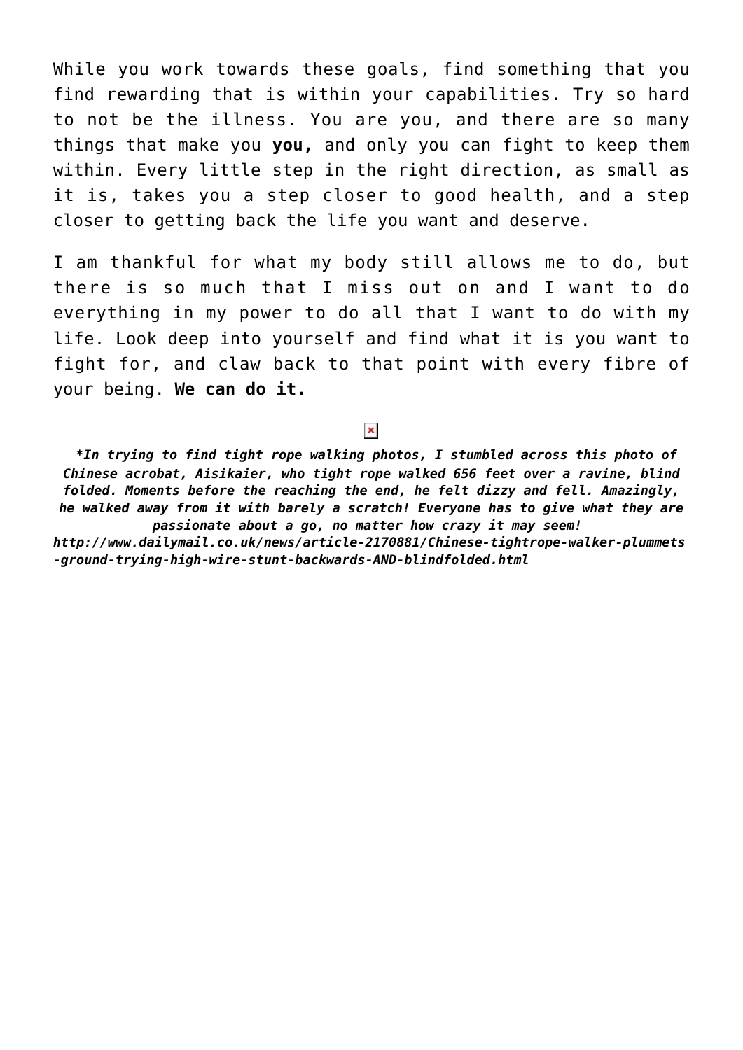While you work towards these goals, find something that you find rewarding that is within your capabilities. Try so hard to not be the illness. You are you, and there are so many things that make you **you,** and only you can fight to keep them within. Every little step in the right direction, as small as it is, takes you a step closer to good health, and a step closer to getting back the life you want and deserve.

I am thankful for what my body still allows me to do, but there is so much that I miss out on and I want to do everything in my power to do all that I want to do with my life. Look deep into yourself and find what it is you want to fight for, and claw back to that point with every fibre of your being. **We can do it.**

***In trying to find tight rope walking photos, I stumbled across this photo of Chinese acrobat, Aisikaier, who tight rope walked 656 feet over a ravine, blind folded. Moments before the reaching the end, he felt dizzy and fell. Amazingly, he walked away from it with barely a scratch! Everyone has to give what they are passionate about a go, no matter how crazy it may seem! http://www.dailymail.co.uk/news/article-2170881/Chinese-tightrope-walker-plummets-ground-trying-high-wire-stunt-backwards-AND-blindfolded.html***